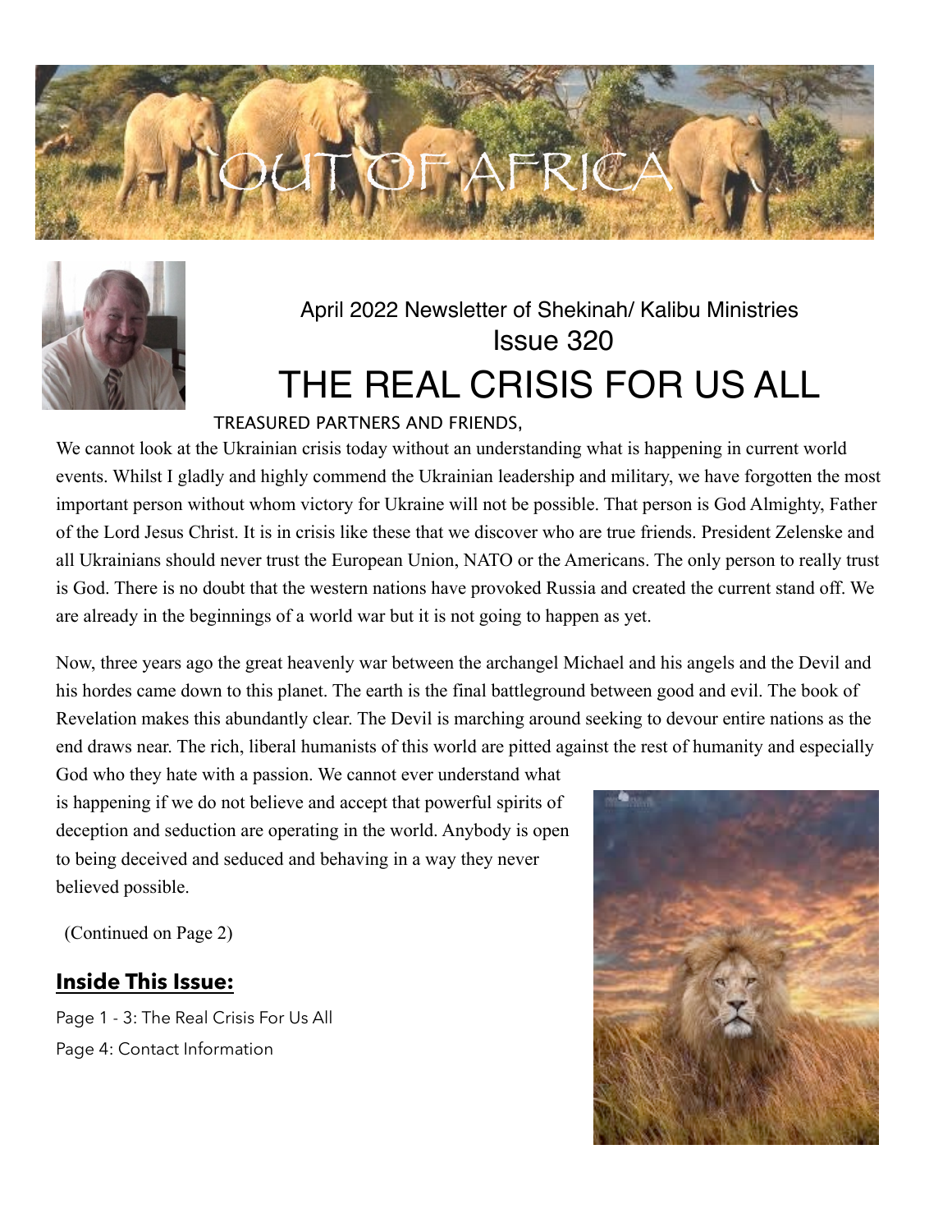# OUT OF AFRICA

April 2022 Newsletter of Shekinah/ Kalibu Ministries

Issue 320

# THE REAL CRISIS FOR US ALL

TREASURED PARTNERS AND FRIENDS,

We cannot look at the Ukrainian crisis today without an understanding what is happening in current world events. Whilst I gladly and highly commend the Ukrainian leadership and military, we have forgotten the most important person without whom victory for Ukraine will not be possible. That person is God Almighty, Father of the Lord Jesus Christ. It is in crisis like these that we discover who are true friends. President Zelenske and all Ukrainians should never trust the European Union, NATO or the Americans. The only person to really trust is God. There is no doubt that the western nations have provoked Russia and created the current stand off. We are already in the beginnings of a world war but it is not going to happen as yet.

Now, three years ago the great heavenly war between the archangel Michael and his angels and the Devil and his hordes came down to this planet. The earth is the final battleground between good and evil. The book of Revelation makes this abundantly clear. The Devil is marching around seeking to devour entire nations as the end draws near. The rich, liberal humanists of this world are pitted against the rest of humanity and especially God who they hate with a passion. We cannot ever understand what is happening if we do not believe and accept that powerful spirits of deception and seduction are operating in the world. Anybody is open to being deceived and seduced and behaving in a way they never believed possible.

(Continued on Page 2)

## Inside This Issue:

Page 1 - 3: The Real Crisis For Us All

Page 4: Contact Information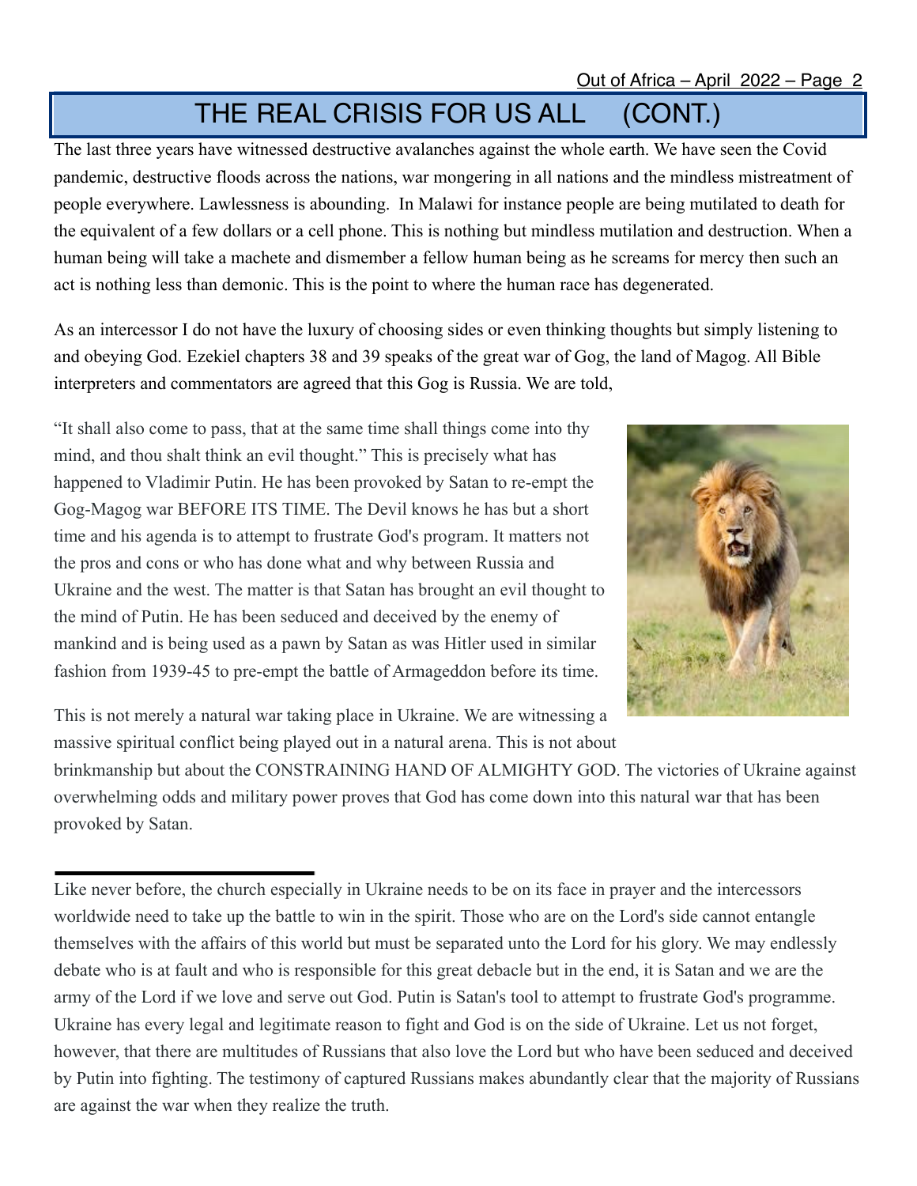# THE REAL CRISIS FOR US ALL (CONT.)

The last three years have witnessed destructive avalanches against the whole earth. We have seen the Covid pandemic, destructive floods across the nations, war mongering in all nations and the mindless mistreatment of people everywhere. Lawlessness is abounding. In Malawi for instance people are being mutilated to death for the equivalent of a few dollars or a cell phone. This is nothing but mindless mutilation and destruction. When a human being will take a machete and dismember a fellow human being as he screams for mercy then such an act is nothing less than demonic. This is the point to where the human race has degenerated.

As an intercessor I do not have the luxury of choosing sides or even thinking thoughts but simply listening to and obeying God. Ezekiel chapters 38 and 39 speaks of the great war of Gog, the land of Magog. All Bible interpreters and commentators are agreed that this Gog is Russia. We are told,

"It shall also come to pass, that at the same time shall things come into thy mind, and thou shalt think an evil thought." This is precisely what has happened to Vladimir Putin. He has been provoked by Satan to re-empt the Gog-Magog war BEFORE ITS TIME. The Devil knows he has but a short time and his agenda is to attempt to frustrate God's program. It matters not the pros and cons or who has done what and why between Russia and Ukraine and the west. The matter is that Satan has brought an evil thought to the mind of Putin. He has been seduced and deceived by the enemy of mankind and is being used as a pawn by Satan as was Hitler used in similar fashion from 1939-45 to pre-empt the battle of Armageddon before its time.

This is not merely a natural war taking place in Ukraine. We are witnessing a massive spiritual conflict being played out in a natural arena. This is not about brinkmanship but about the CONSTRAINING HAND OF ALMIGHTY GOD. The victories of Ukraine against overwhelming odds and military power proves that God has come down into this natural war that has been provoked by Satan.

---

Like never before, the church especially in Ukraine needs to be on its face in prayer and the intercessors worldwide need to take up the battle to win in the spirit. Those who are on the Lord's side cannot entangle themselves with the affairs of this world but must be separated unto the Lord for his glory. We may endlessly debate who is at fault and who is responsible for this great debacle but in the end, it is Satan and we are the army of the Lord if we love and serve out God. Putin is Satan's tool to attempt to frustrate God's programme. Ukraine has every legal and legitimate reason to fight and God is on the side of Ukraine. Let us not forget, however, that there are multitudes of Russians that also love the Lord but who have been seduced and deceived by Putin into fighting. The testimony of captured Russians makes abundantly clear that the majority of Russians are against the war when they realize the truth.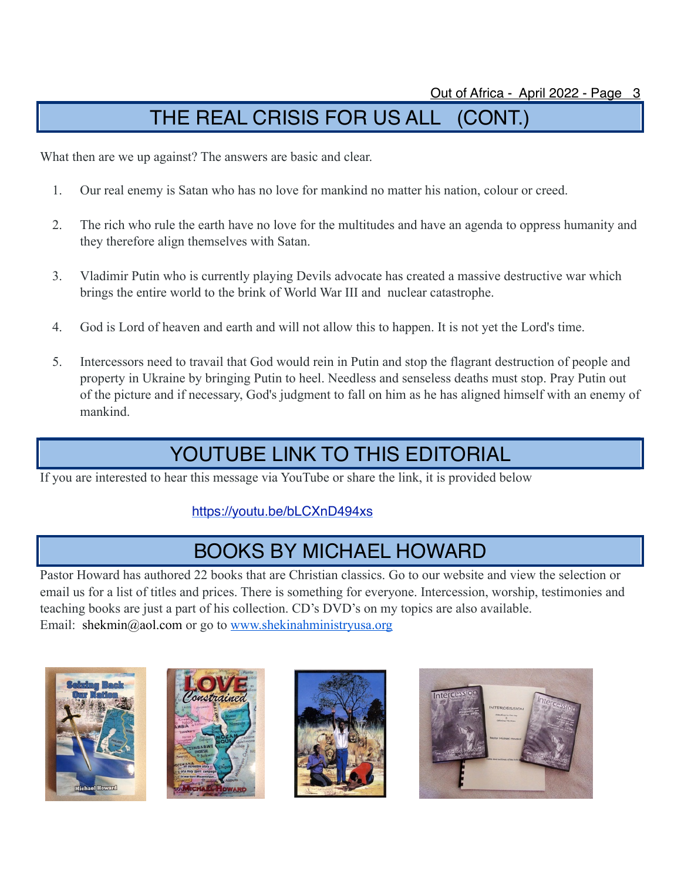# THE REAL CRISIS FOR US ALL (CONT.)

What then are we up against? The answers are basic and clear.

1. Our real enemy is Satan who has no love for mankind no matter his nation, colour or creed.

2. The rich who rule the earth have no love for the multitudes and have an agenda to oppress humanity and they therefore align themselves with Satan.

3. Vladimir Putin who is currently playing Devils advocate has created a massive destructive war which brings the entire world to the brink of World War III and nuclear catastrophe.

4. God is Lord of heaven and earth and will not allow this to happen. It is not yet the Lord's time.

5. Intercessors need to travail that God would rein in Putin and stop the flagrant destruction of people and property in Ukraine by bringing Putin to heel. Needless and senseless deaths must stop. Pray Putin out of the picture and if necessary, God's judgment to fall on him as he has aligned himself with an enemy of mankind.

# YOUTUBE LINK TO THIS EDITORIAL

If you are interested to hear this message via YouTube or share the link, it is provided below

https://youtu.be/bLCXnD494xs

# BOOKS BY MICHAEL HOWARD

Pastor Howard has authored 22 books that are Christian classics. Go to our website and view the selection or email us for a list of titles and prices. There is something for everyone. Intercession, worship, testimonies and teaching books are just a part of his collection. CD's DVD's on my topics are also available.
Email: shekmin@aol.com or go to www.shekinahministryusa.org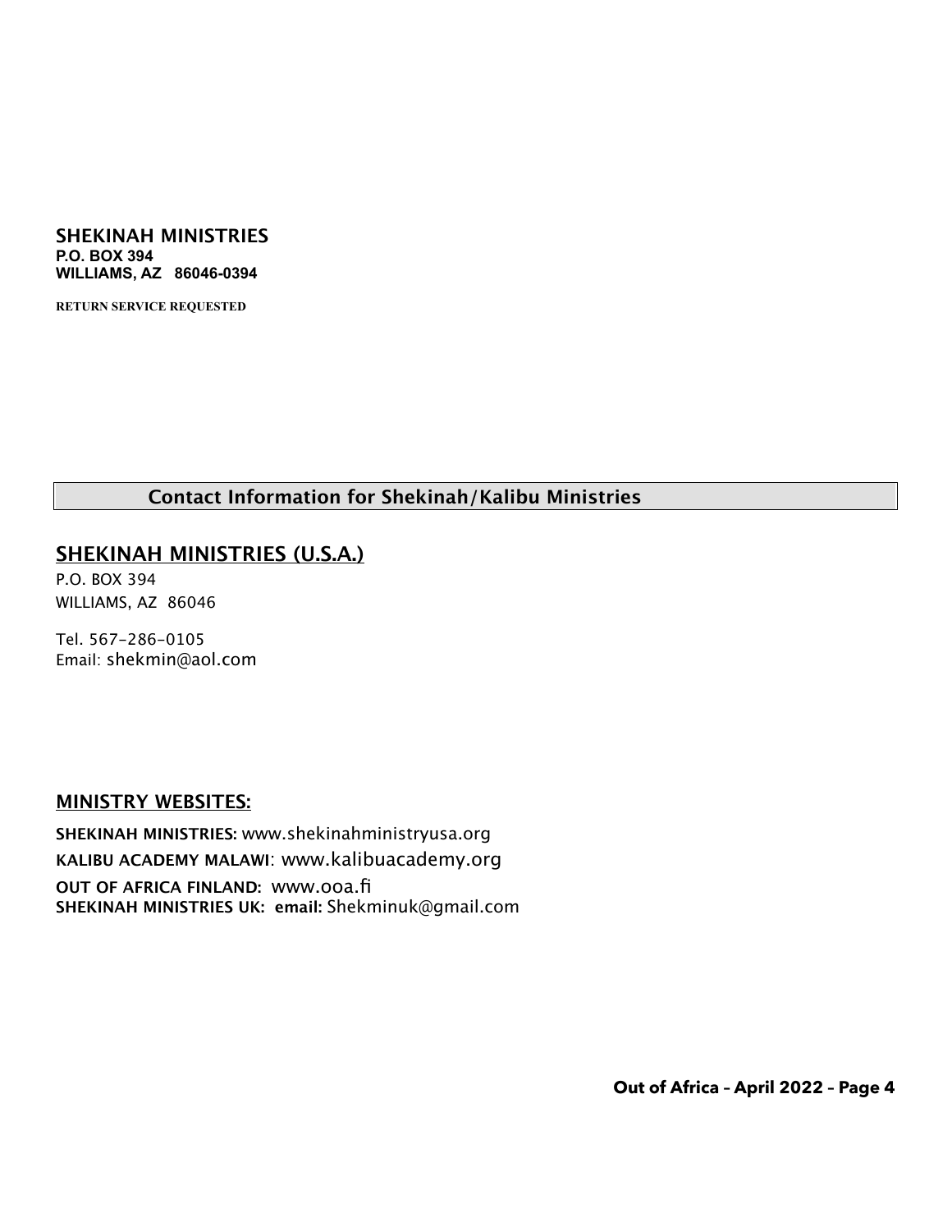**SHEKINAH MINISTRIES**
**P.O. BOX 394**
**WILLIAMS, AZ 86046-0394**

**RETURN SERVICE REQUESTED**

## Contact Information for Shekinah/Kalibu Ministries

### SHEKINAH MINISTRIES (U.S.A.)

P.O. BOX 394
WILLIAMS, AZ 86046

Tel. 567-286-0105
Email: shekmin@aol.com

### MINISTRY WEBSITES:

**SHEKINAH MINISTRIES:** www.shekinahministryusa.org
**KALIBU ACADEMY MALAWI**: www.kalibuacademy.org
**OUT OF AFRICA FINLAND:** www.ooa.fi
**SHEKINAH MINISTRIES UK: email:** Shekminuk@gmail.com